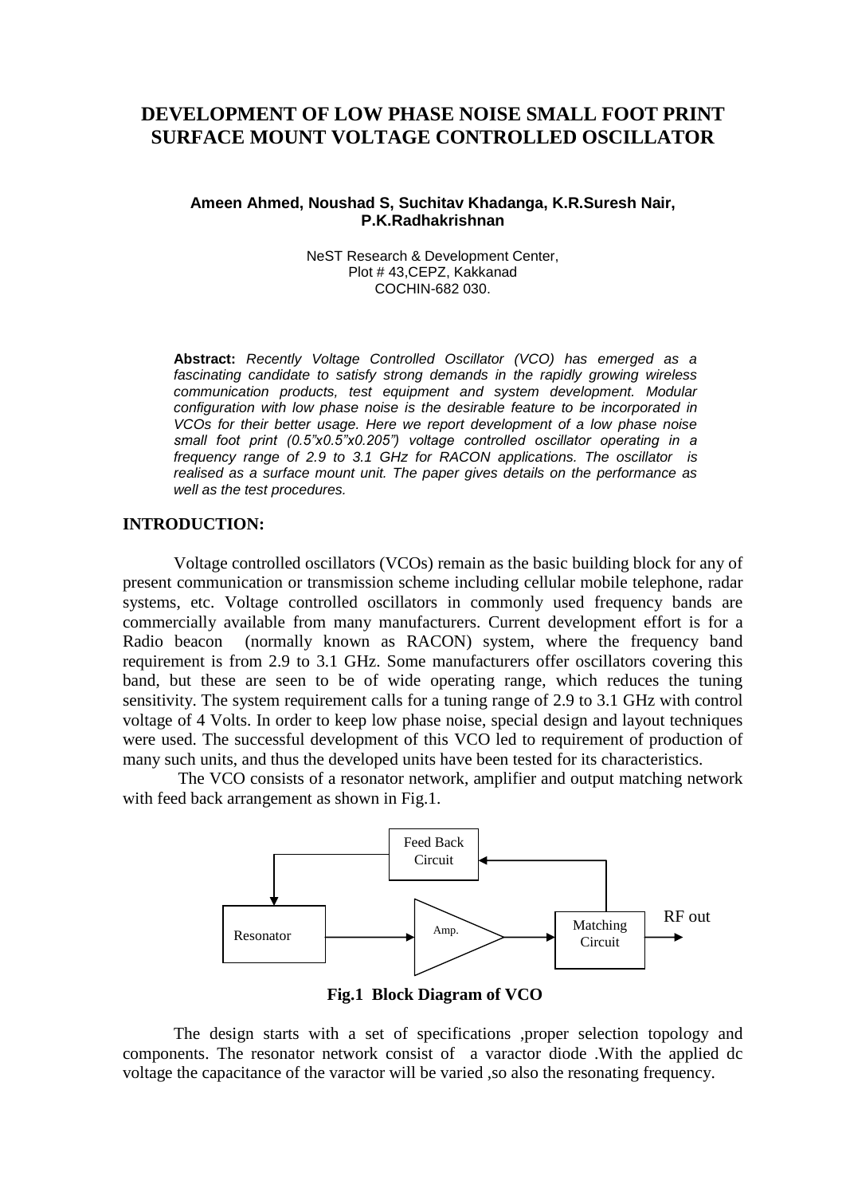# DEVELOPMENT OF LOW PHASE NOISE SMALL FOOT PRINT SURFACE MOUNT VOLTAGE CONTROLLED OSCILLATOR

**Ameen Ahmed, Noushad S, Suchitav Khadanga, K.R.Suresh Nair, P.K.Radhakrishnan**

NeST Research & Development Center,
Plot # 43,CEPZ, Kakkanad
COCHIN-682 030.

**Abstract:** *Recently Voltage Controlled Oscillator (VCO) has emerged as a fascinating candidate to satisfy strong demands in the rapidly growing wireless communication products, test equipment and system development. Modular configuration with low phase noise is the desirable feature to be incorporated in VCOs for their better usage. Here we report development of a low phase noise small foot print (0.5"x0.5"x0.205") voltage controlled oscillator operating in a frequency range of 2.9 to 3.1 GHz for RACON applications. The oscillator is realised as a surface mount unit. The paper gives details on the performance as well as the test procedures.*

## INTRODUCTION:

Voltage controlled oscillators (VCOs) remain as the basic building block for any of present communication or transmission scheme including cellular mobile telephone, radar systems, etc. Voltage controlled oscillators in commonly used frequency bands are commercially available from many manufacturers. Current development effort is for a Radio beacon (normally known as RACON) system, where the frequency band requirement is from 2.9 to 3.1 GHz. Some manufacturers offer oscillators covering this band, but these are seen to be of wide operating range, which reduces the tuning sensitivity. The system requirement calls for a tuning range of 2.9 to 3.1 GHz with control voltage of 4 Volts. In order to keep low phase noise, special design and layout techniques were used. The successful development of this VCO led to requirement of production of many such units, and thus the developed units have been tested for its characteristics.

The VCO consists of a resonator network, amplifier and output matching network with feed back arrangement as shown in Fig.1.

Feed Back Circuit

Resonator → Amp. → Matching Circuit → RF out

**Fig.1 Block Diagram of VCO**

The design starts with a set of specifications ,proper selection topology and components. The resonator network consist of a varactor diode .With the applied dc voltage the capacitance of the varactor will be varied ,so also the resonating frequency.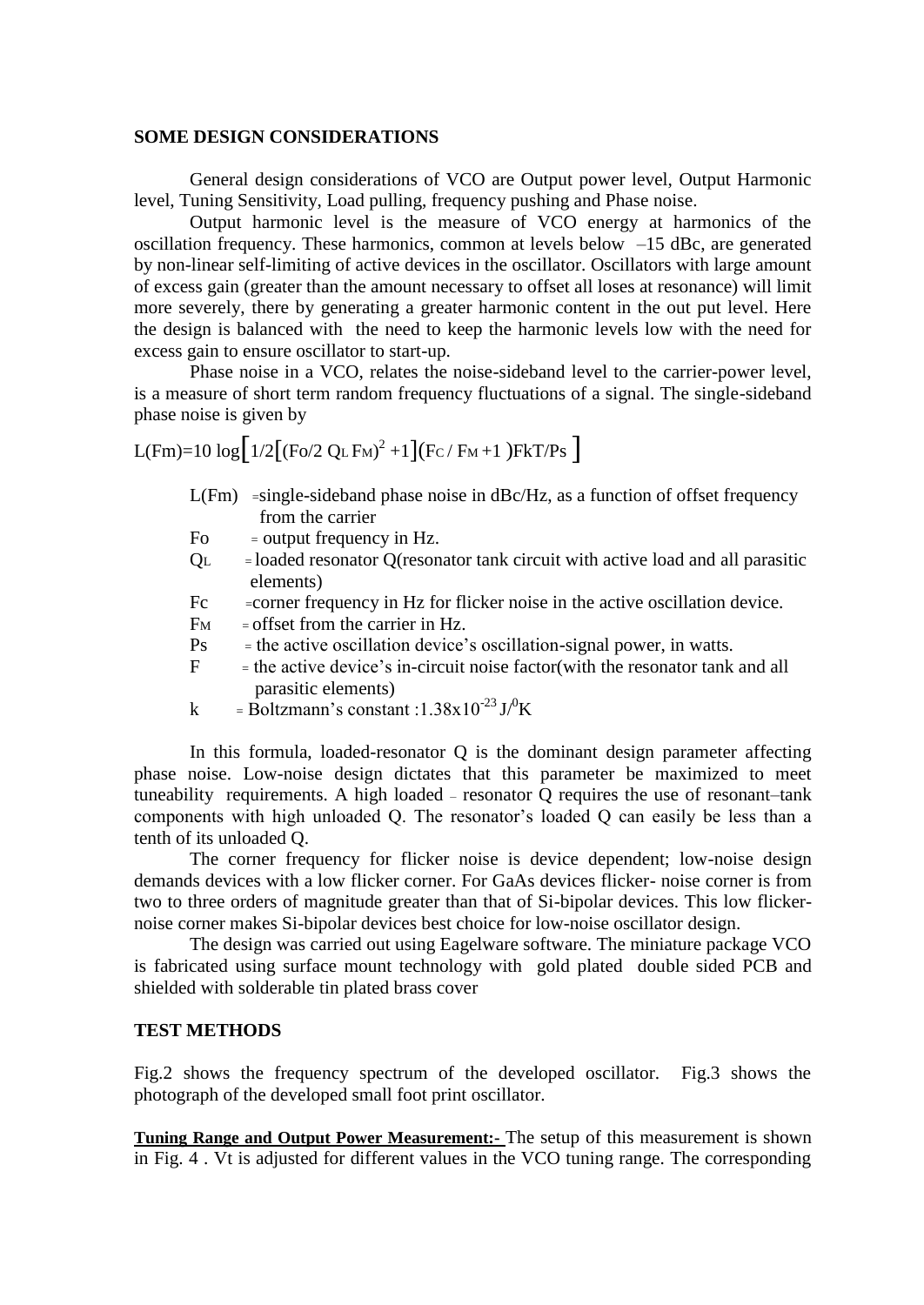## SOME DESIGN CONSIDERATIONS

General design considerations of VCO are Output power level, Output Harmonic level, Tuning Sensitivity, Load pulling, frequency pushing and Phase noise.

Output harmonic level is the measure of VCO energy at harmonics of the oscillation frequency. These harmonics, common at levels below –15 dBc, are generated by non-linear self-limiting of active devices in the oscillator. Oscillators with large amount of excess gain (greater than the amount necessary to offset all loses at resonance) will limit more severely, there by generating a greater harmonic content in the out put level. Here the design is balanced with the need to keep the harmonic levels low with the need for excess gain to ensure oscillator to start-up.

Phase noise in a VCO, relates the noise-sideband level to the carrier-power level, is a measure of short term random frequency fluctuations of a signal. The single-sideband phase noise is given by

$$L(F_m)=10 \log\Big[1/2\big[(F_o/2\, Q_L F_M)^2 +1\big](F_C / F_M +1 )FkT/P_s \Big]$$

- $L(F_m)$ =single-sideband phase noise in dBc/Hz, as a function of offset frequency from the carrier
- $F_o$ = output frequency in Hz.
- $Q_L$ = loaded resonator Q(resonator tank circuit with active load and all parasitic elements)
- $F_c$ =corner frequency in Hz for flicker noise in the active oscillation device.
- $F_M$ = offset from the carrier in Hz.
- $P_s$ = the active oscillation device's oscillation-signal power, in watts.
- $F$ = the active device's in-circuit noise factor(with the resonator tank and all parasitic elements)
- $k$ = Boltzmann's constant :$1.38\text{x}10^{-23}$ J/$^0$K

In this formula, loaded-resonator Q is the dominant design parameter affecting phase noise. Low-noise design dictates that this parameter be maximized to meet tuneability requirements. A high loaded – resonator Q requires the use of resonant–tank components with high unloaded Q. The resonator's loaded Q can easily be less than a tenth of its unloaded Q.

The corner frequency for flicker noise is device dependent; low-noise design demands devices with a low flicker corner. For GaAs devices flicker- noise corner is from two to three orders of magnitude greater than that of Si-bipolar devices. This low flicker-noise corner makes Si-bipolar devices best choice for low-noise oscillator design.

The design was carried out using Eagelware software. The miniature package VCO is fabricated using surface mount technology with gold plated double sided PCB and shielded with solderable tin plated brass cover

## TEST METHODS

Fig.2 shows the frequency spectrum of the developed oscillator. Fig.3 shows the photograph of the developed small foot print oscillator.

**Tuning Range and Output Power Measurement:-** The setup of this measurement is shown in Fig. 4 . Vt is adjusted for different values in the VCO tuning range. The corresponding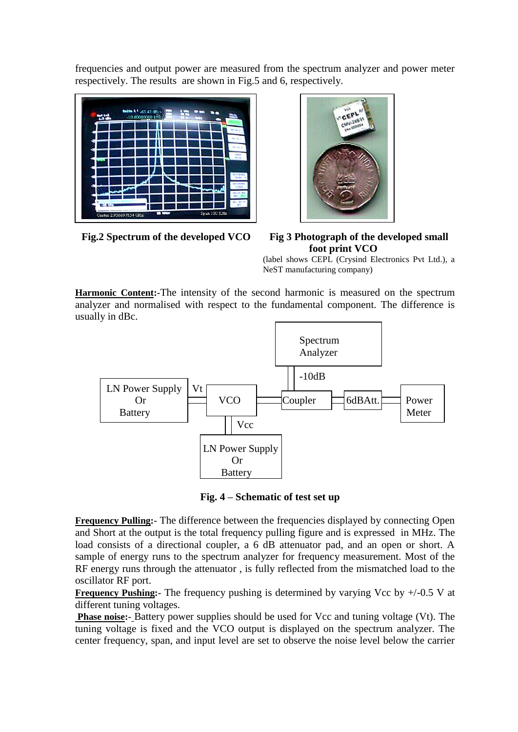frequencies and output power are measured from the spectrum analyzer and power meter respectively. The results are shown in Fig.5 and 6, respectively.

**Fig.2 Spectrum of the developed VCO**

**Fig 3 Photograph of the developed small foot print VCO**

(label shows CEPL (Crysind Electronics Pvt Ltd.), a NeST manufacturing company)

**Harmonic Content:**-The intensity of the second harmonic is measured on the spectrum analyzer and normalised with respect to the fundamental component. The difference is usually in dBc.

**Fig. 4 – Schematic of test set up**

**Frequency Pulling:**- The difference between the frequencies displayed by connecting Open and Short at the output is the total frequency pulling figure and is expressed in MHz. The load consists of a directional coupler, a 6 dB attenuator pad, and an open or short. A sample of energy runs to the spectrum analyzer for frequency measurement. Most of the RF energy runs through the attenuator , is fully reflected from the mismatched load to the oscillator RF port.

**Frequency Pushing:**- The frequency pushing is determined by varying Vcc by +/-0.5 V at different tuning voltages.

**Phase noise:**- Battery power supplies should be used for Vcc and tuning voltage (Vt). The tuning voltage is fixed and the VCO output is displayed on the spectrum analyzer. The center frequency, span, and input level are set to observe the noise level below the carrier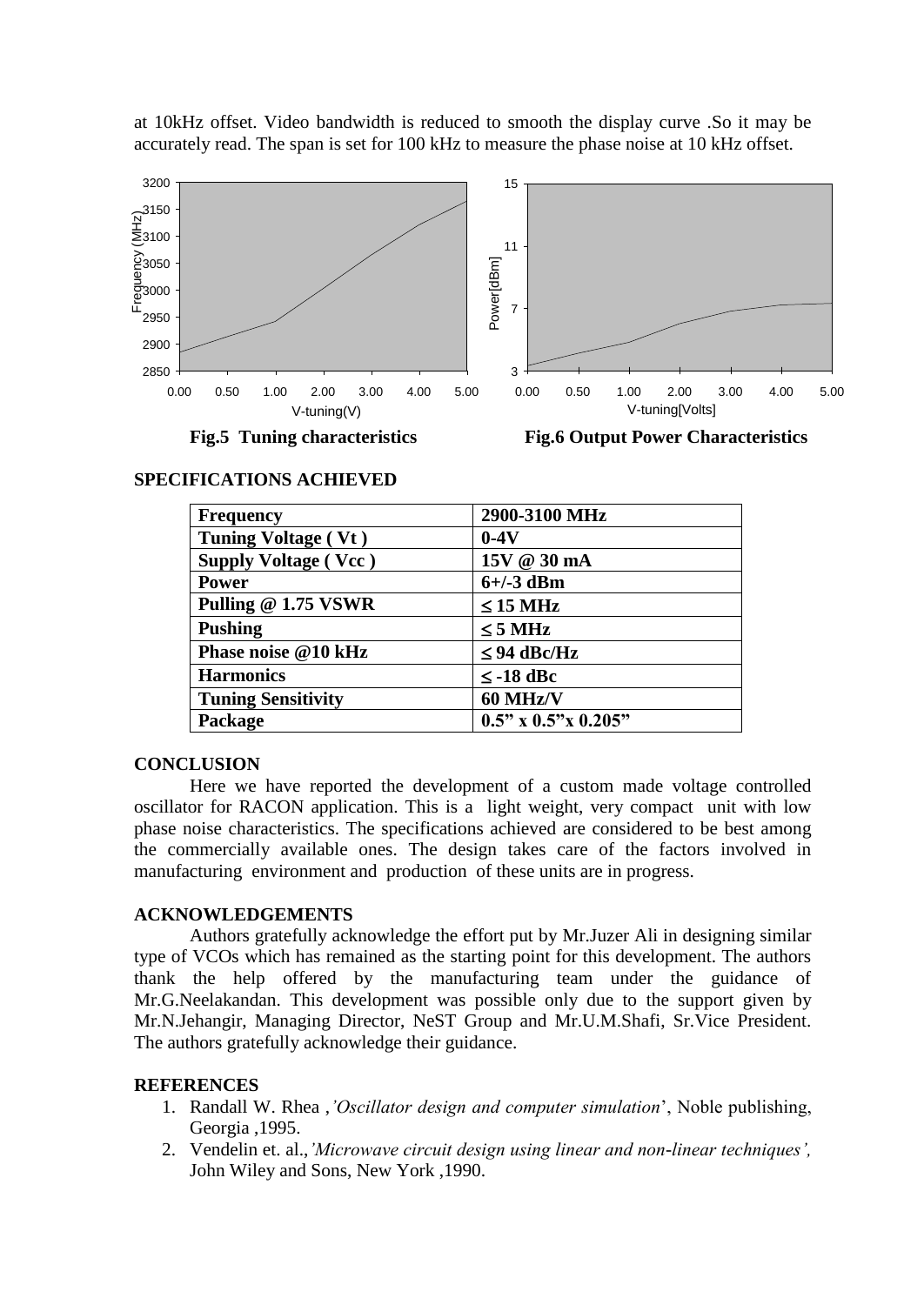at 10kHz offset. Video bandwidth is reduced to smooth the display curve .So it may be accurately read. The span is set for 100 kHz to measure the phase noise at 10 kHz offset.

**Fig.5 Tuning characteristics**

**Fig.6 Output Power Characteristics**

## SPECIFICATIONS ACHIEVED

| **Frequency** | **2900-3100 MHz** |
|---|---|
| **Tuning Voltage ( Vt )** | **0-4V** |
| **Supply Voltage ( Vcc )** | **15V @ 30 mA** |
| **Power** | **6+/-3 dBm** |
| **Pulling @ 1.75 VSWR** | **≤ 15 MHz** |
| **Pushing** | **≤ 5 MHz** |
| **Phase noise @10 kHz** | **≤ 94 dBc/Hz** |
| **Harmonics** | **≤ -18 dBc** |
| **Tuning Sensitivity** | **60 MHz/V** |
| **Package** | **0.5" x 0.5"x 0.205"** |

## CONCLUSION

Here we have reported the development of a custom made voltage controlled oscillator for RACON application. This is a light weight, very compact unit with low phase noise characteristics. The specifications achieved are considered to be best among the commercially available ones. The design takes care of the factors involved in manufacturing environment and production of these units are in progress.

## ACKNOWLEDGEMENTS

Authors gratefully acknowledge the effort put by Mr.Juzer Ali in designing similar type of VCOs which has remained as the starting point for this development. The authors thank the help offered by the manufacturing team under the guidance of Mr.G.Neelakandan. This development was possible only due to the support given by Mr.N.Jehangir, Managing Director, NeST Group and Mr.U.M.Shafi, Sr.Vice President. The authors gratefully acknowledge their guidance.

## REFERENCES

1. Randall W. Rhea ,*'Oscillator design and computer simulation*', Noble publishing, Georgia ,1995.
2. Vendelin et. al.,*'Microwave circuit design using linear and non-linear techniques',* John Wiley and Sons, New York ,1990.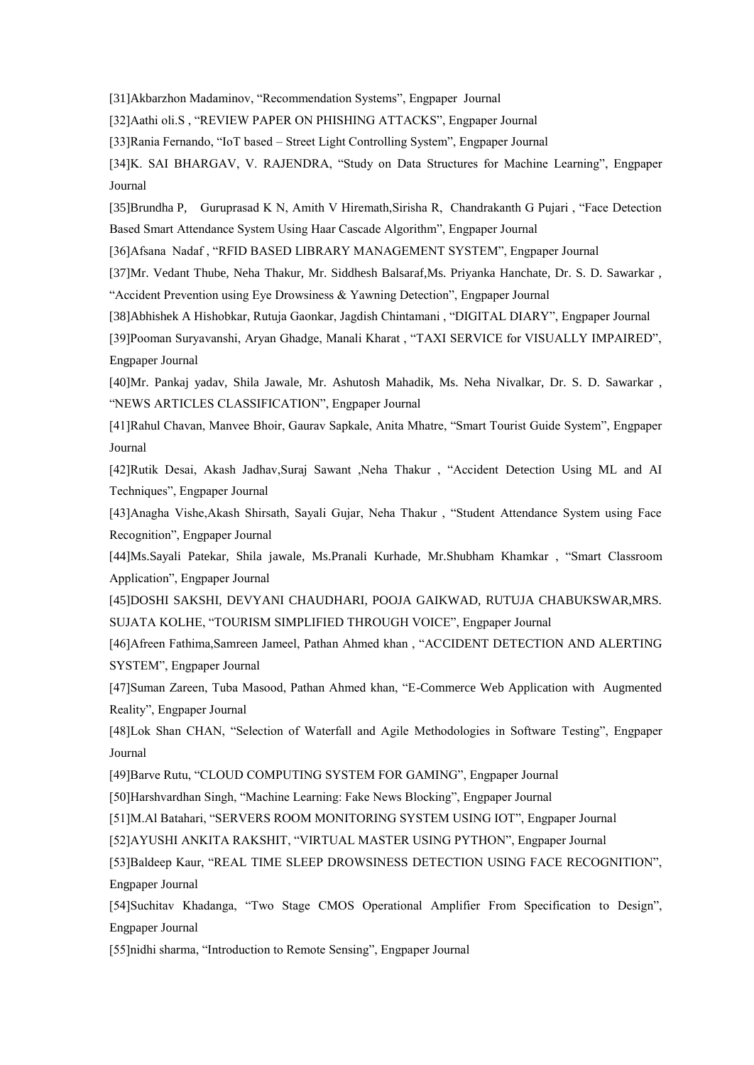[31]Akbarzhon Madaminov, “Recommendation Systems”, Engpaper Journal

[32]Aathi oli.S , “REVIEW PAPER ON PHISHING ATTACKS”, Engpaper Journal

[33]Rania Fernando, “IoT based – Street Light Controlling System”, Engpaper Journal

[34]K. SAI BHARGAV, V. RAJENDRA, “Study on Data Structures for Machine Learning”, Engpaper Journal

[35]Brundha P, Guruprasad K N, Amith V Hiremath,Sirisha R, Chandrakanth G Pujari , “Face Detection Based Smart Attendance System Using Haar Cascade Algorithm”, Engpaper Journal

[36]Afsana Nadaf , “RFID BASED LIBRARY MANAGEMENT SYSTEM”, Engpaper Journal

[37]Mr. Vedant Thube, Neha Thakur, Mr. Siddhesh Balsaraf,Ms. Priyanka Hanchate, Dr. S. D. Sawarkar , “Accident Prevention using Eye Drowsiness & Yawning Detection”, Engpaper Journal

[38]Abhishek A Hishobkar, Rutuja Gaonkar, Jagdish Chintamani , “DIGITAL DIARY”, Engpaper Journal

[39]Pooman Suryavanshi, Aryan Ghadge, Manali Kharat , “TAXI SERVICE for VISUALLY IMPAIRED”, Engpaper Journal

[40]Mr. Pankaj yadav, Shila Jawale, Mr. Ashutosh Mahadik, Ms. Neha Nivalkar, Dr. S. D. Sawarkar , “NEWS ARTICLES CLASSIFICATION”, Engpaper Journal

[41]Rahul Chavan, Manvee Bhoir, Gaurav Sapkale, Anita Mhatre, “Smart Tourist Guide System”, Engpaper Journal

[42]Rutik Desai, Akash Jadhav,Suraj Sawant ,Neha Thakur , “Accident Detection Using ML and AI Techniques”, Engpaper Journal

[43]Anagha Vishe,Akash Shirsath, Sayali Gujar, Neha Thakur , “Student Attendance System using Face Recognition”, Engpaper Journal

[44]Ms.Sayali Patekar, Shila jawale, Ms.Pranali Kurhade, Mr.Shubham Khamkar , “Smart Classroom Application”, Engpaper Journal

[45]DOSHI SAKSHI, DEVYANI CHAUDHARI, POOJA GAIKWAD, RUTUJA CHABUKSWAR,MRS. SUJATA KOLHE, “TOURISM SIMPLIFIED THROUGH VOICE”, Engpaper Journal

[46]Afreen Fathima,Samreen Jameel, Pathan Ahmed khan , “ACCIDENT DETECTION AND ALERTING SYSTEM”, Engpaper Journal

[47]Suman Zareen, Tuba Masood, Pathan Ahmed khan, “E-Commerce Web Application with Augmented Reality”, Engpaper Journal

[48]Lok Shan CHAN, “Selection of Waterfall and Agile Methodologies in Software Testing”, Engpaper Journal

[49]Barve Rutu, “CLOUD COMPUTING SYSTEM FOR GAMING”, Engpaper Journal

[50]Harshvardhan Singh, “Machine Learning: Fake News Blocking”, Engpaper Journal

[51]M.Al Batahari, “SERVERS ROOM MONITORING SYSTEM USING IOT”, Engpaper Journal

[52]AYUSHI ANKITA RAKSHIT, “VIRTUAL MASTER USING PYTHON”, Engpaper Journal

[53]Baldeep Kaur, “REAL TIME SLEEP DROWSINESS DETECTION USING FACE RECOGNITION”, Engpaper Journal

[54]Suchitav Khadanga, “Two Stage CMOS Operational Amplifier From Specification to Design”, Engpaper Journal

[55]nidhi sharma, “Introduction to Remote Sensing”, Engpaper Journal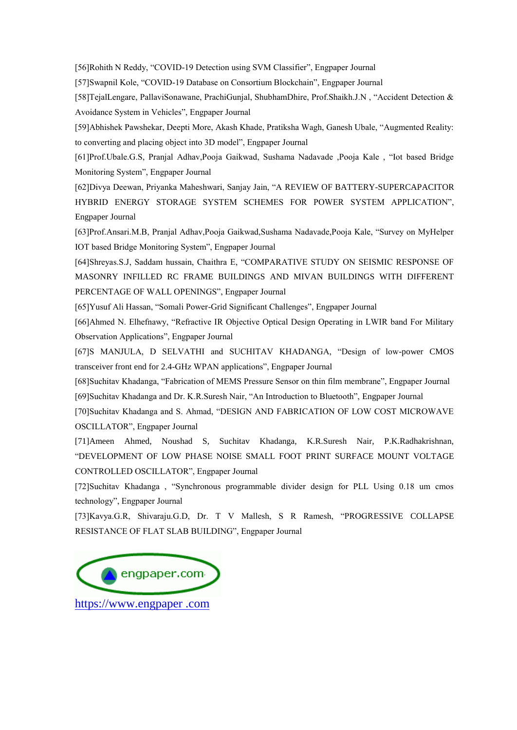[56]Rohith N Reddy, "COVID-19 Detection using SVM Classifier", Engpaper Journal

[57]Swapnil Kole, "COVID-19 Database on Consortium Blockchain", Engpaper Journal

[58]TejalLengare, PallaviSonawane, PrachiGunjal, ShubhamDhire, Prof.Shaikh.J.N , "Accident Detection & Avoidance System in Vehicles", Engpaper Journal

[59]Abhishek Pawshekar, Deepti More, Akash Khade, Pratiksha Wagh, Ganesh Ubale, "Augmented Reality: to converting and placing object into 3D model", Engpaper Journal

[61]Prof.Ubale.G.S, Pranjal Adhav,Pooja Gaikwad, Sushama Nadavade ,Pooja Kale , "Iot based Bridge Monitoring System", Engpaper Journal

[62]Divya Deewan, Priyanka Maheshwari, Sanjay Jain, "A REVIEW OF BATTERY-SUPERCAPACITOR HYBRID ENERGY STORAGE SYSTEM SCHEMES FOR POWER SYSTEM APPLICATION", Engpaper Journal

[63]Prof.Ansari.M.B, Pranjal Adhav,Pooja Gaikwad,Sushama Nadavade,Pooja Kale, "Survey on MyHelper IOT based Bridge Monitoring System", Engpaper Journal

[64]Shreyas.S.J, Saddam hussain, Chaithra E, "COMPARATIVE STUDY ON SEISMIC RESPONSE OF MASONRY INFILLED RC FRAME BUILDINGS AND MIVAN BUILDINGS WITH DIFFERENT PERCENTAGE OF WALL OPENINGS", Engpaper Journal

[65]Yusuf Ali Hassan, "Somali Power-Grid Significant Challenges", Engpaper Journal

[66]Ahmed N. Elhefnawy, "Refractive IR Objective Optical Design Operating in LWIR band For Military Observation Applications", Engpaper Journal

[67]S MANJULA, D SELVATHI and SUCHITAV KHADANGA, "Design of low-power CMOS transceiver front end for 2.4-GHz WPAN applications", Engpaper Journal

[68]Suchitav Khadanga, "Fabrication of MEMS Pressure Sensor on thin film membrane", Engpaper Journal

[69]Suchitav Khadanga and Dr. K.R.Suresh Nair, "An Introduction to Bluetooth", Engpaper Journal

[70]Suchitav Khadanga and S. Ahmad, "DESIGN AND FABRICATION OF LOW COST MICROWAVE OSCILLATOR", Engpaper Journal

[71]Ameen Ahmed, Noushad S, Suchitav Khadanga, K.R.Suresh Nair, P.K.Radhakrishnan, "DEVELOPMENT OF LOW PHASE NOISE SMALL FOOT PRINT SURFACE MOUNT VOLTAGE CONTROLLED OSCILLATOR", Engpaper Journal

[72]Suchitav Khadanga , "Synchronous programmable divider design for PLL Using 0.18 um cmos technology", Engpaper Journal

[73]Kavya.G.R, Shivaraju.G.D, Dr. T V Mallesh, S R Ramesh, "PROGRESSIVE COLLAPSE RESISTANCE OF FLAT SLAB BUILDING", Engpaper Journal

engpaper.com

https://www.engpaper .com